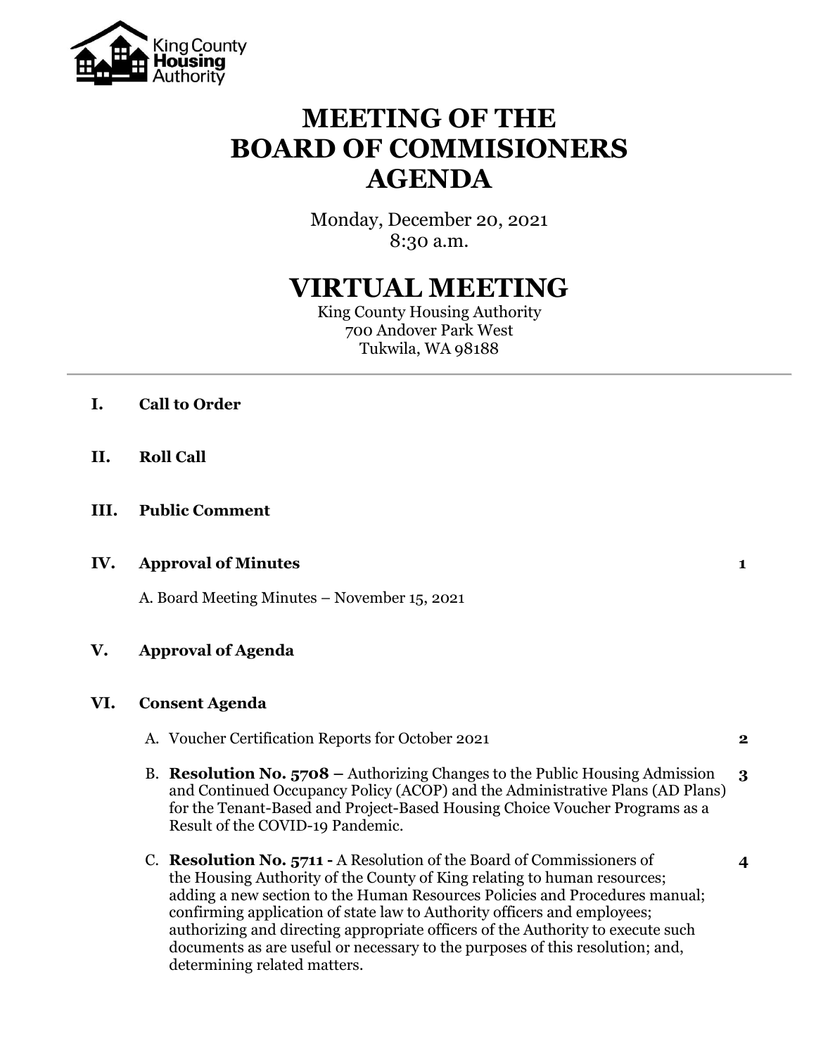King County Housing Authority

# MEETING OF THE BOARD OF COMMISIONERS AGENDA

Monday, December 20, 2021
8:30 a.m.

## VIRTUAL MEETING

King County Housing Authority
700 Andover Park West
Tukwila, WA 98188

---

**I. Call to Order**

**II. Roll Call**

**III. Public Comment**

**IV. Approval of Minutes** — 1

A. Board Meeting Minutes – November 15, 2021

**V. Approval of Agenda**

**VI. Consent Agenda**

A. Voucher Certification Reports for October 2021 — 2

B. **Resolution No. 5708 –** Authorizing Changes to the Public Housing Admission and Continued Occupancy Policy (ACOP) and the Administrative Plans (AD Plans) for the Tenant-Based and Project-Based Housing Choice Voucher Programs as a Result of the COVID-19 Pandemic. — 3

C. **Resolution No. 5711 -** A Resolution of the Board of Commissioners of the Housing Authority of the County of King relating to human resources; adding a new section to the Human Resources Policies and Procedures manual; confirming application of state law to Authority officers and employees; authorizing and directing appropriate officers of the Authority to execute such documents as are useful or necessary to the purposes of this resolution; and, determining related matters. — 4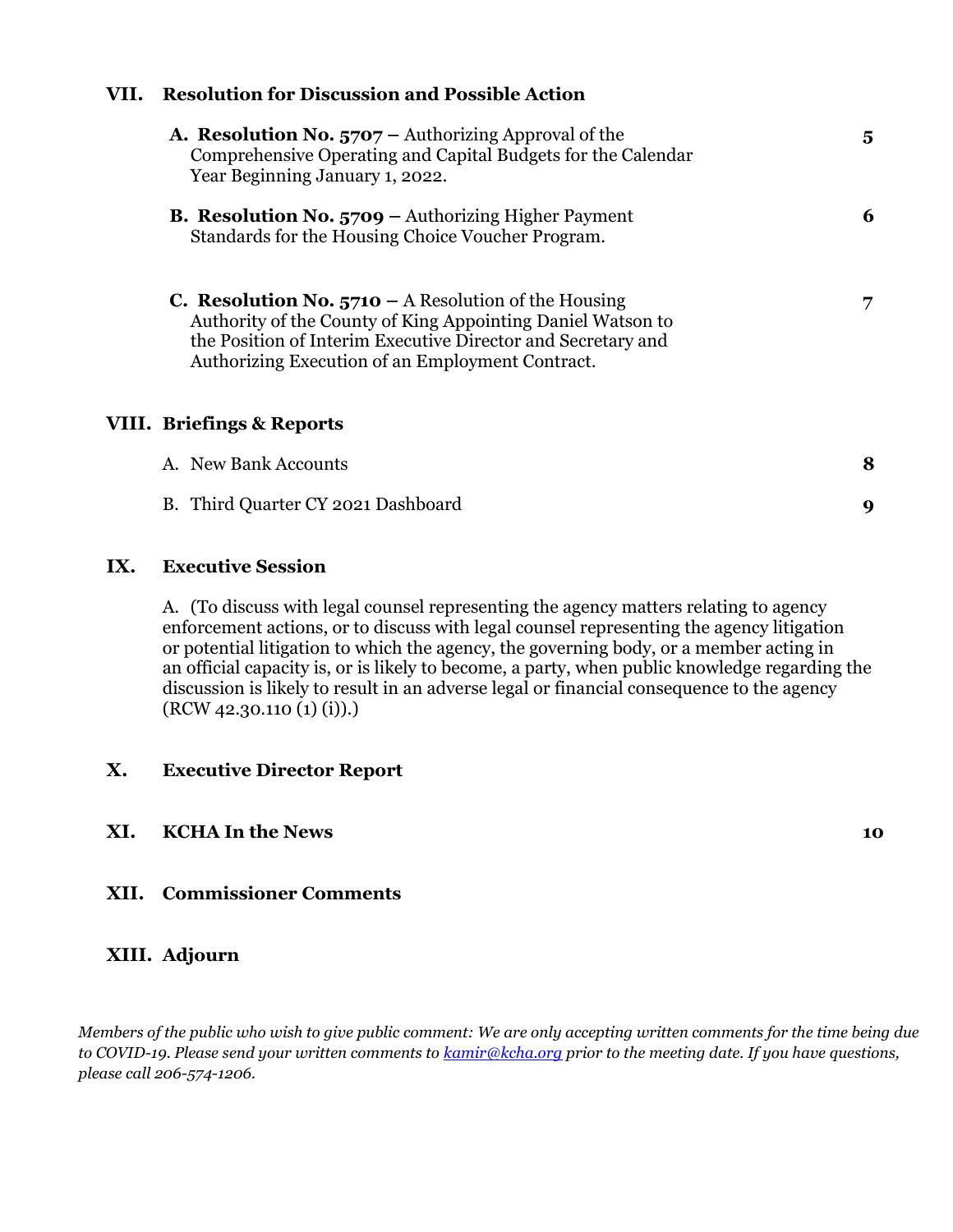## VII. Resolution for Discussion and Possible Action

| | |
|---|---|
| **A. Resolution No. 5707 –** Authorizing Approval of the Comprehensive Operating and Capital Budgets for the Calendar Year Beginning January 1, 2022. | **5** |
| **B. Resolution No. 5709 –** Authorizing Higher Payment Standards for the Housing Choice Voucher Program. | **6** |
| **C. Resolution No. 5710 –** A Resolution of the Housing Authority of the County of King Appointing Daniel Watson to the Position of Interim Executive Director and Secretary and Authorizing Execution of an Employment Contract. | **7** |

## VIII. Briefings & Reports

| | |
|---|---|
| A. New Bank Accounts | **8** |
| B. Third Quarter CY 2021 Dashboard | **9** |

## IX. Executive Session

A. (To discuss with legal counsel representing the agency matters relating to agency enforcement actions, or to discuss with legal counsel representing the agency litigation or potential litigation to which the agency, the governing body, or a member acting in an official capacity is, or is likely to become, a party, when public knowledge regarding the discussion is likely to result in an adverse legal or financial consequence to the agency (RCW 42.30.110 (1) (i)).)

## X. Executive Director Report

## XI. KCHA In the News **10**

## XII. Commissioner Comments

## XIII. Adjourn

*Members of the public who wish to give public comment: We are only accepting written comments for the time being due to COVID-19. Please send your written comments to kamir@kcha.org prior to the meeting date. If you have questions, please call 206-574-1206.*